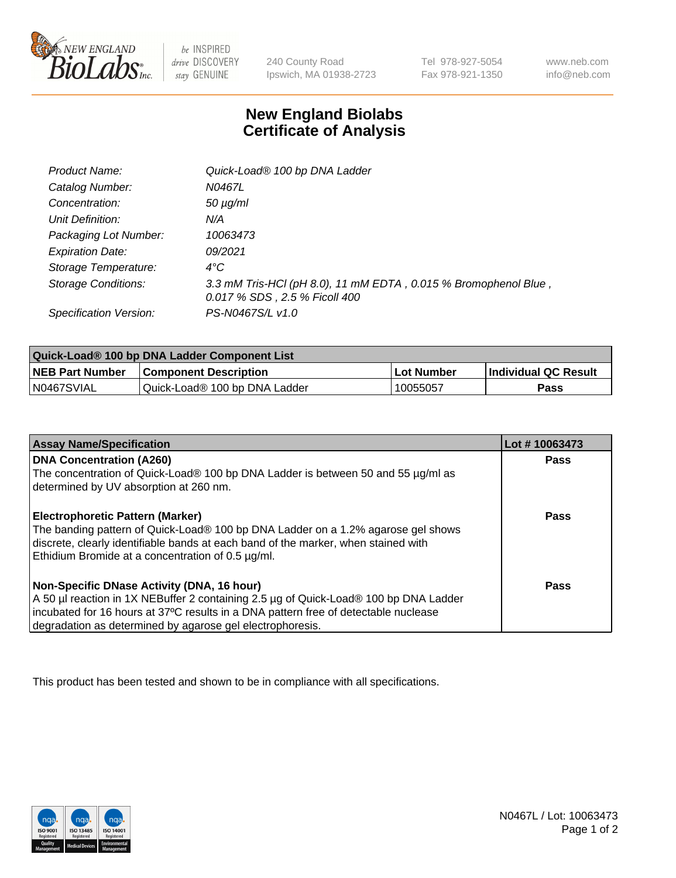240 County Road
Ipswich, MA 01938-2723

Tel 978-927-5054
Fax 978-921-1350

www.neb.com
info@neb.com

# New England Biolabs
# Certificate of Analysis

| | |
|---|---|
| *Product Name:* | *Quick-Load® 100 bp DNA Ladder* |
| *Catalog Number:* | *N0467L* |
| *Concentration:* | *50 µg/ml* |
| *Unit Definition:* | *N/A* |
| *Packaging Lot Number:* | *10063473* |
| *Expiration Date:* | *09/2021* |
| *Storage Temperature:* | *4°C* |
| *Storage Conditions:* | *3.3 mM Tris-HCl (pH 8.0), 11 mM EDTA , 0.015 % Bromophenol Blue , 0.017 % SDS , 2.5 % Ficoll 400* |
| *Specification Version:* | *PS-N0467S/L v1.0* |

| Quick-Load® 100 bp DNA Ladder Component List | | | |
|---|---|---|---|
| **NEB Part Number** | **Component Description** | **Lot Number** | **Individual QC Result** |
| N0467SVIAL | Quick-Load® 100 bp DNA Ladder | 10055057 | **Pass** |

| Assay Name/Specification | Lot # 10063473 |
|---|---|
| **DNA Concentration (A260)**<br>The concentration of Quick-Load® 100 bp DNA Ladder is between 50 and 55 µg/ml as determined by UV absorption at 260 nm. | **Pass** |
| **Electrophoretic Pattern (Marker)**<br>The banding pattern of Quick-Load® 100 bp DNA Ladder on a 1.2% agarose gel shows discrete, clearly identifiable bands at each band of the marker, when stained with Ethidium Bromide at a concentration of 0.5 µg/ml. | **Pass** |
| **Non-Specific DNase Activity (DNA, 16 hour)**<br>A 50 µl reaction in 1X NEBuffer 2 containing 2.5 µg of Quick-Load® 100 bp DNA Ladder incubated for 16 hours at 37ºC results in a DNA pattern free of detectable nuclease degradation as determined by agarose gel electrophoresis. | **Pass** |

This product has been tested and shown to be in compliance with all specifications.

N0467L / Lot: 10063473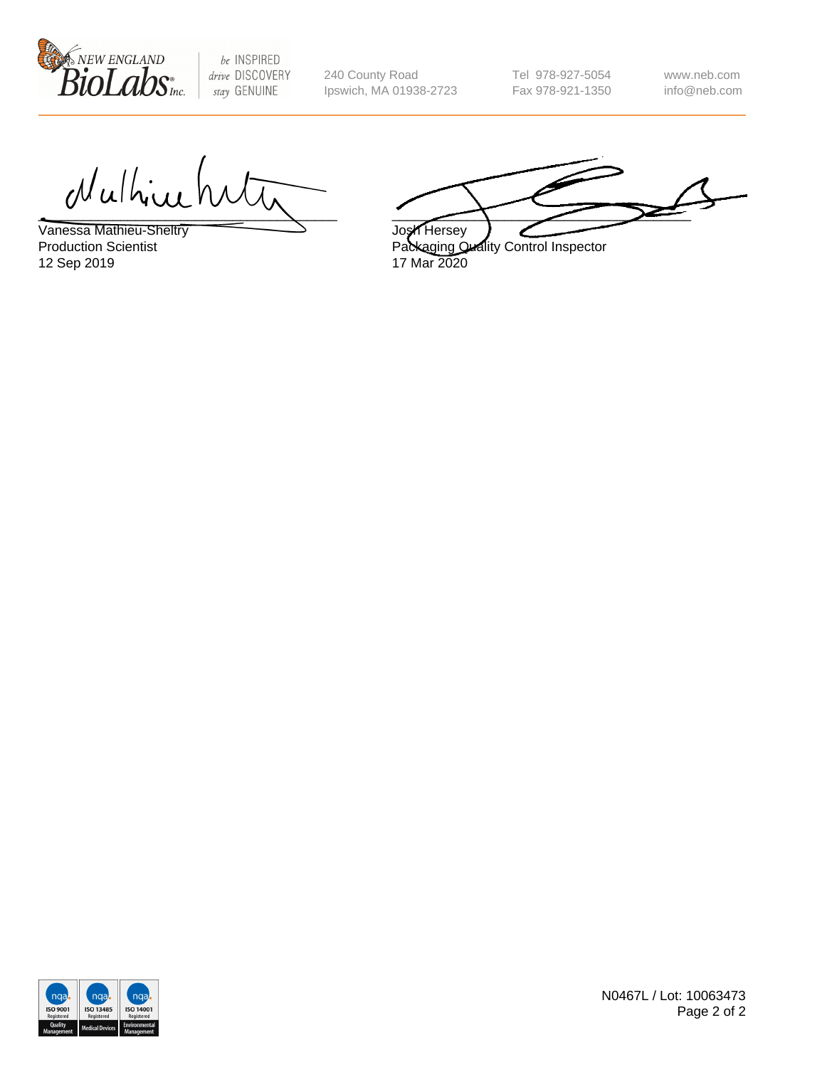240 County Road
Ipswich, MA 01938-2723

Tel 978-927-5054
Fax 978-921-1350

www.neb.com
info@neb.com

Vanessa Mathieu-Sheltry
Production Scientist
12 Sep 2019

Josh Hersey
Packaging Quality Control Inspector
17 Mar 2020

N0467L / Lot: 10063473